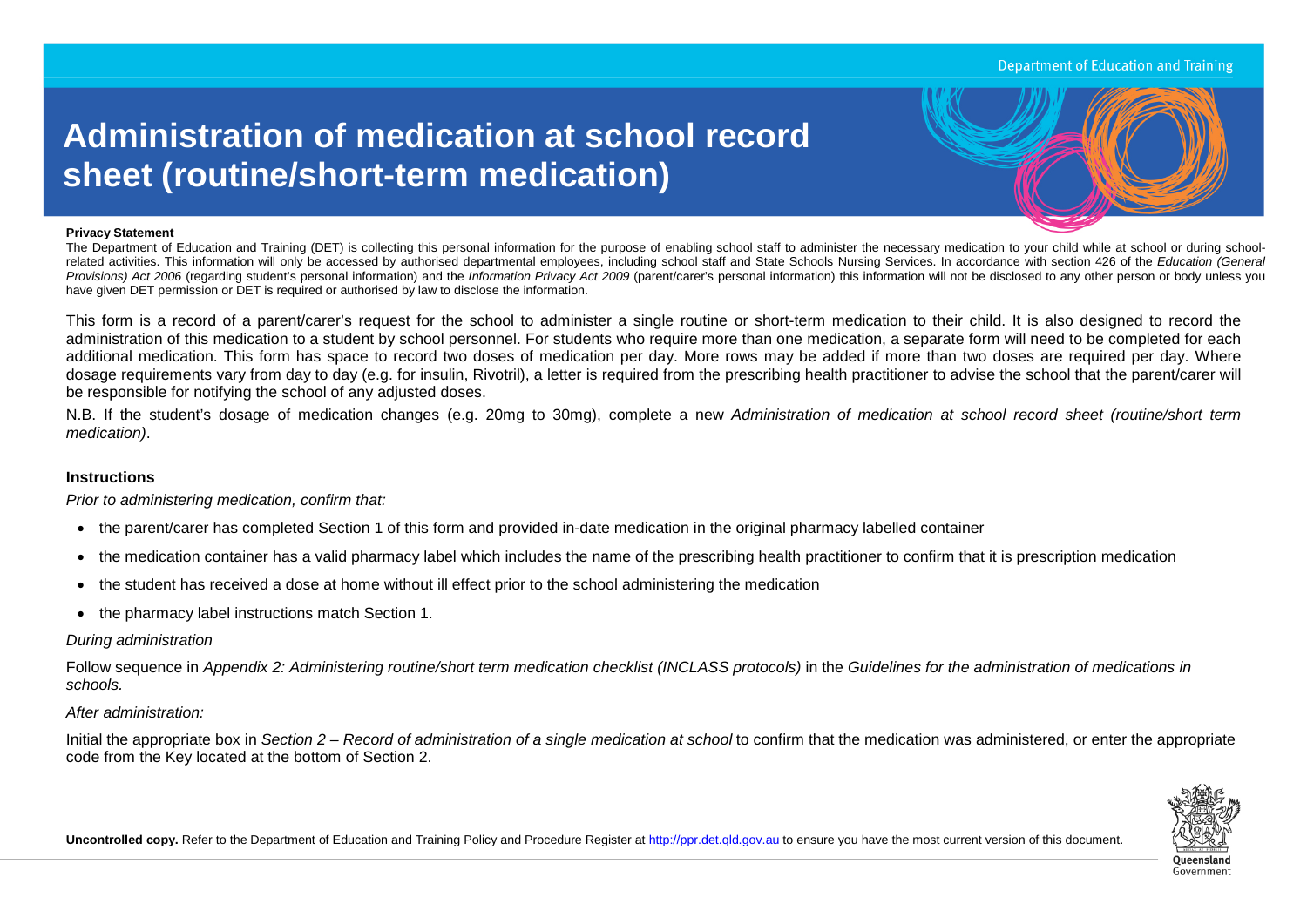Department of Education and Training

# Administration of medication at school record sheet (routine/short-term medication)

**Privacy Statement**

The Department of Education and Training (DET) is collecting this personal information for the purpose of enabling school staff to administer the necessary medication to your child while at school or during school-related activities. This information will only be accessed by authorised departmental employees, including school staff and State Schools Nursing Services. In accordance with section 426 of the *Education (General Provisions) Act 2006* (regarding student's personal information) and the *Information Privacy Act 2009* (parent/carer's personal information) this information will not be disclosed to any other person or body unless you have given DET permission or DET is required or authorised by law to disclose the information.

This form is a record of a parent/carer's request for the school to administer a single routine or short-term medication to their child. It is also designed to record the administration of this medication to a student by school personnel. For students who require more than one medication, a separate form will need to be completed for each additional medication. This form has space to record two doses of medication per day. More rows may be added if more than two doses are required per day. Where dosage requirements vary from day to day (e.g. for insulin, Rivotril), a letter is required from the prescribing health practitioner to advise the school that the parent/carer will be responsible for notifying the school of any adjusted doses.

N.B. If the student's dosage of medication changes (e.g. 20mg to 30mg), complete a new *Administration of medication at school record sheet (routine/short term medication)*.

### Instructions

*Prior to administering medication, confirm that:*

- the parent/carer has completed Section 1 of this form and provided in-date medication in the original pharmacy labelled container
- the medication container has a valid pharmacy label which includes the name of the prescribing health practitioner to confirm that it is prescription medication
- the student has received a dose at home without ill effect prior to the school administering the medication
- the pharmacy label instructions match Section 1.

*During administration*

Follow sequence in *Appendix 2: Administering routine/short term medication checklist (INCLASS protocols)* in the *Guidelines for the administration of medications in schools.*

*After administration:*

Initial the appropriate box in *Section 2 – Record of administration of a single medication at school* to confirm that the medication was administered, or enter the appropriate code from the Key located at the bottom of Section 2.

**Uncontrolled copy.** Refer to the Department of Education and Training Policy and Procedure Register at http://ppr.det.qld.gov.au to ensure you have the most current version of this document.

Queensland Government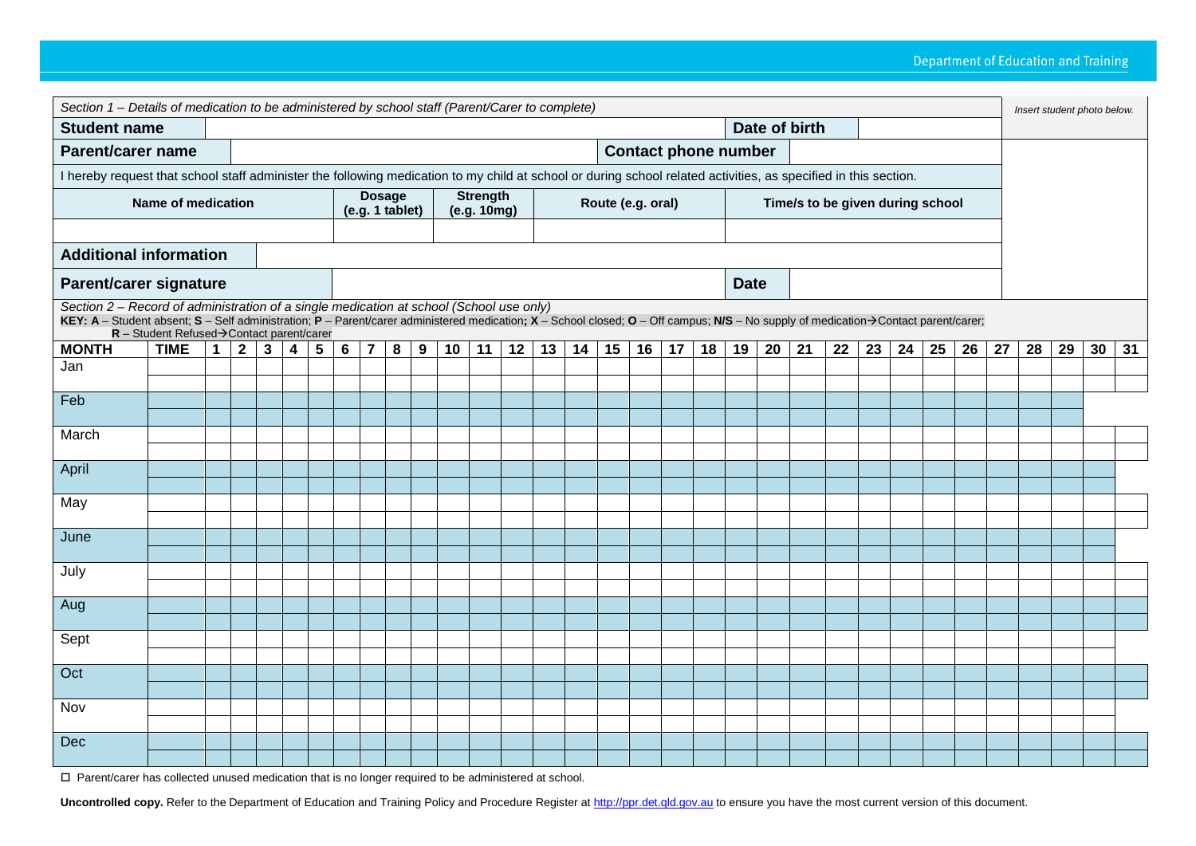*Section 1 – Details of medication to be administered by school staff (Parent/Carer to complete)*

*Insert student photo below.*

| | | | |
|---|---|---|---|
| **Student name** | | **Date of birth** | |
| **Parent/carer name** | | **Contact phone number** | |

I hereby request that school staff administer the following medication to my child at school or during school related activities, as specified in this section.

| Name of medication | Dosage (e.g. 1 tablet) | Strength (e.g. 10mg) | Route (e.g. oral) | Time/s to be given during school |
|---|---|---|---|---|
| | | | | |

| | | | |
|---|---|---|---|
| **Additional information** | | | |
| **Parent/carer signature** | | **Date** | |

*Section 2 – Record of administration of a single medication at school (School use only)*

**KEY: A** – Student absent; **S** – Self administration; **P** – Parent/carer administered medication**; X** – School closed; **O** – Off campus; **N/S** – No supply of medication→Contact parent/carer; **R** – Student Refused→Contact parent/carer

| MONTH | TIME | 1 | 2 | 3 | 4 | 5 | 6 | 7 | 8 | 9 | 10 | 11 | 12 | 13 | 14 | 15 | 16 | 17 | 18 | 19 | 20 | 21 | 22 | 23 | 24 | 25 | 26 | 27 | 28 | 29 | 30 | 31 |
|---|---|---|---|---|---|---|---|---|---|---|---|---|---|---|---|---|---|---|---|---|---|---|---|---|---|---|---|---|---|---|---|---|
| Jan | | | | | | | | | | | | | | | | | | | | | | | | | | | | | | | | |
| | | | | | | | | | | | | | | | | | | | | | | | | | | | | | | | | |
| Feb | | | | | | | | | | | | | | | | | | | | | | | | | | | | | | | | |
| | | | | | | | | | | | | | | | | | | | | | | | | | | | | | | | | |
| March | | | | | | | | | | | | | | | | | | | | | | | | | | | | | | | | |
| | | | | | | | | | | | | | | | | | | | | | | | | | | | | | | | | |
| April | | | | | | | | | | | | | | | | | | | | | | | | | | | | | | | | |
| | | | | | | | | | | | | | | | | | | | | | | | | | | | | | | | | |
| May | | | | | | | | | | | | | | | | | | | | | | | | | | | | | | | | |
| | | | | | | | | | | | | | | | | | | | | | | | | | | | | | | | | |
| June | | | | | | | | | | | | | | | | | | | | | | | | | | | | | | | | |
| | | | | | | | | | | | | | | | | | | | | | | | | | | | | | | | | |
| July | | | | | | | | | | | | | | | | | | | | | | | | | | | | | | | | |
| | | | | | | | | | | | | | | | | | | | | | | | | | | | | | | | | |
| Aug | | | | | | | | | | | | | | | | | | | | | | | | | | | | | | | | |
| | | | | | | | | | | | | | | | | | | | | | | | | | | | | | | | | |
| Sept | | | | | | | | | | | | | | | | | | | | | | | | | | | | | | | | |
| | | | | | | | | | | | | | | | | | | | | | | | | | | | | | | | | |
| Oct | | | | | | | | | | | | | | | | | | | | | | | | | | | | | | | | |
| | | | | | | | | | | | | | | | | | | | | | | | | | | | | | | | | |
| Nov | | | | | | | | | | | | | | | | | | | | | | | | | | | | | | | | |
| | | | | | | | | | | | | | | | | | | | | | | | | | | | | | | | | |
| Dec | | | | | | | | | | | | | | | | | | | | | | | | | | | | | | | | |
| | | | | | | | | | | | | | | | | | | | | | | | | | | | | | | | | |

☐ Parent/carer has collected unused medication that is no longer required to be administered at school.

**Uncontrolled copy.** Refer to the Department of Education and Training Policy and Procedure Register at http://ppr.det.qld.gov.au to ensure you have the most current version of this document.